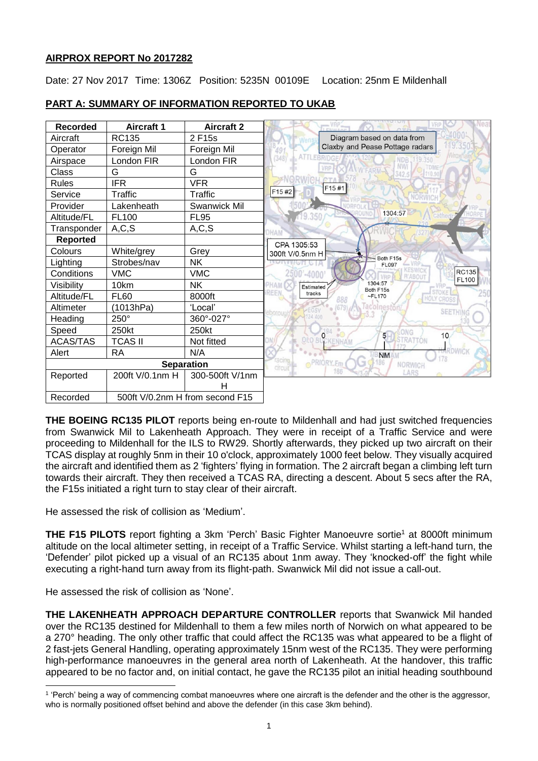**AIRPROX REPORT No 2017282**

Date: 27 Nov 2017 Time: 1306Z Position: 5235N 00109E Location: 25nm E Mildenhall

**PART A: SUMMARY OF INFORMATION REPORTED TO UKAB**

| Recorded | Aircraft 1 | Aircraft 2 |
|---|---|---|
| Aircraft | RC135 | 2 F15s |
| Operator | Foreign Mil | Foreign Mil |
| Airspace | London FIR | London FIR |
| Class | G | G |
| Rules | IFR | VFR |
| Service | Traffic | Traffic |
| Provider | Lakenheath | Swanwick Mil |
| Altitude/FL | FL100 | FL95 |
| Transponder | A,C,S | A,C,S |
| **Reported** | | |
| Colours | White/grey | Grey |
| Lighting | Strobes/nav | NK |
| Conditions | VMC | VMC |
| Visibility | 10km | NK |
| Altitude/FL | FL60 | 8000ft |
| Altimeter | (1013hPa) | 'Local' |
| Heading | 250° | 360°-027° |
| Speed | 250kt | 250kt |
| ACAS/TAS | TCAS II | Not fitted |
| Alert | RA | N/A |
| **Separation** | | |
| Reported | 200ft V/0.1nm H | 300-500ft V/1nm H |
| Recorded | 500ft V/0.2nm H from second F15 | |

Diagram based on data from Claxby and Pease Pottage radars

**THE BOEING RC135 PILOT** reports being en-route to Mildenhall and had just switched frequencies from Swanwick Mil to Lakenheath Approach. They were in receipt of a Traffic Service and were proceeding to Mildenhall for the ILS to RW29. Shortly afterwards, they picked up two aircraft on their TCAS display at roughly 5nm in their 10 o'clock, approximately 1000 feet below. They visually acquired the aircraft and identified them as 2 'fighters' flying in formation. The 2 aircraft began a climbing left turn towards their aircraft. They then received a TCAS RA, directing a descent. About 5 secs after the RA, the F15s initiated a right turn to stay clear of their aircraft.

He assessed the risk of collision as 'Medium'.

**THE F15 PILOTS** report fighting a 3km 'Perch' Basic Fighter Manoeuvre sortie[1] at 8000ft minimum altitude on the local altimeter setting, in receipt of a Traffic Service. Whilst starting a left-hand turn, the 'Defender' pilot picked up a visual of an RC135 about 1nm away. They 'knocked-off' the fight while executing a right-hand turn away from its flight-path. Swanwick Mil did not issue a call-out.

He assessed the risk of collision as 'None'.

**THE LAKENHEATH APPROACH DEPARTURE CONTROLLER** reports that Swanwick Mil handed over the RC135 destined for Mildenhall to them a few miles north of Norwich on what appeared to be a 270° heading. The only other traffic that could affect the RC135 was what appeared to be a flight of 2 fast-jets General Handling, operating approximately 15nm west of the RC135. They were performing high-performance manoeuvres in the general area north of Lakenheath. At the handover, this traffic appeared to be no factor and, on initial contact, he gave the RC135 pilot an initial heading southbound

[1] 'Perch' being a way of commencing combat manoeuvres where one aircraft is the defender and the other is the aggressor, who is normally positioned offset behind and above the defender (in this case 3km behind).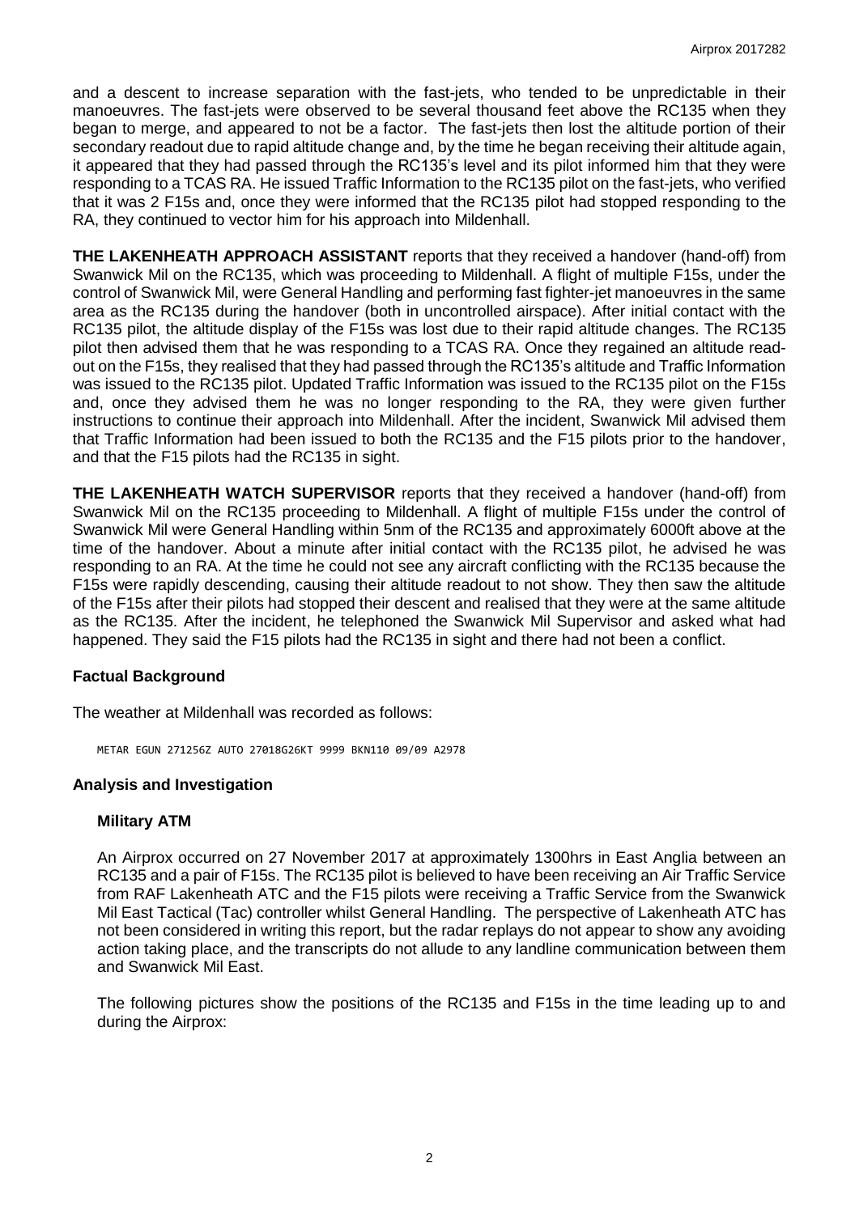and a descent to increase separation with the fast-jets, who tended to be unpredictable in their manoeuvres. The fast-jets were observed to be several thousand feet above the RC135 when they began to merge, and appeared to not be a factor. The fast-jets then lost the altitude portion of their secondary readout due to rapid altitude change and, by the time he began receiving their altitude again, it appeared that they had passed through the RC135's level and its pilot informed him that they were responding to a TCAS RA. He issued Traffic Information to the RC135 pilot on the fast-jets, who verified that it was 2 F15s and, once they were informed that the RC135 pilot had stopped responding to the RA, they continued to vector him for his approach into Mildenhall.

**THE LAKENHEATH APPROACH ASSISTANT** reports that they received a handover (hand-off) from Swanwick Mil on the RC135, which was proceeding to Mildenhall. A flight of multiple F15s, under the control of Swanwick Mil, were General Handling and performing fast fighter-jet manoeuvres in the same area as the RC135 during the handover (both in uncontrolled airspace). After initial contact with the RC135 pilot, the altitude display of the F15s was lost due to their rapid altitude changes. The RC135 pilot then advised them that he was responding to a TCAS RA. Once they regained an altitude read-out on the F15s, they realised that they had passed through the RC135's altitude and Traffic Information was issued to the RC135 pilot. Updated Traffic Information was issued to the RC135 pilot on the F15s and, once they advised them he was no longer responding to the RA, they were given further instructions to continue their approach into Mildenhall. After the incident, Swanwick Mil advised them that Traffic Information had been issued to both the RC135 and the F15 pilots prior to the handover, and that the F15 pilots had the RC135 in sight.

**THE LAKENHEATH WATCH SUPERVISOR** reports that they received a handover (hand-off) from Swanwick Mil on the RC135 proceeding to Mildenhall. A flight of multiple F15s under the control of Swanwick Mil were General Handling within 5nm of the RC135 and approximately 6000ft above at the time of the handover. About a minute after initial contact with the RC135 pilot, he advised he was responding to an RA. At the time he could not see any aircraft conflicting with the RC135 because the F15s were rapidly descending, causing their altitude readout to not show. They then saw the altitude of the F15s after their pilots had stopped their descent and realised that they were at the same altitude as the RC135. After the incident, he telephoned the Swanwick Mil Supervisor and asked what had happened. They said the F15 pilots had the RC135 in sight and there had not been a conflict.

## Factual Background

The weather at Mildenhall was recorded as follows:

```
METAR EGUN 271256Z AUTO 27018G26KT 9999 BKN110 09/09 A2978
```

## Analysis and Investigation

### Military ATM

An Airprox occurred on 27 November 2017 at approximately 1300hrs in East Anglia between an RC135 and a pair of F15s. The RC135 pilot is believed to have been receiving an Air Traffic Service from RAF Lakenheath ATC and the F15 pilots were receiving a Traffic Service from the Swanwick Mil East Tactical (Tac) controller whilst General Handling. The perspective of Lakenheath ATC has not been considered in writing this report, but the radar replays do not appear to show any avoiding action taking place, and the transcripts do not allude to any landline communication between them and Swanwick Mil East.

The following pictures show the positions of the RC135 and F15s in the time leading up to and during the Airprox: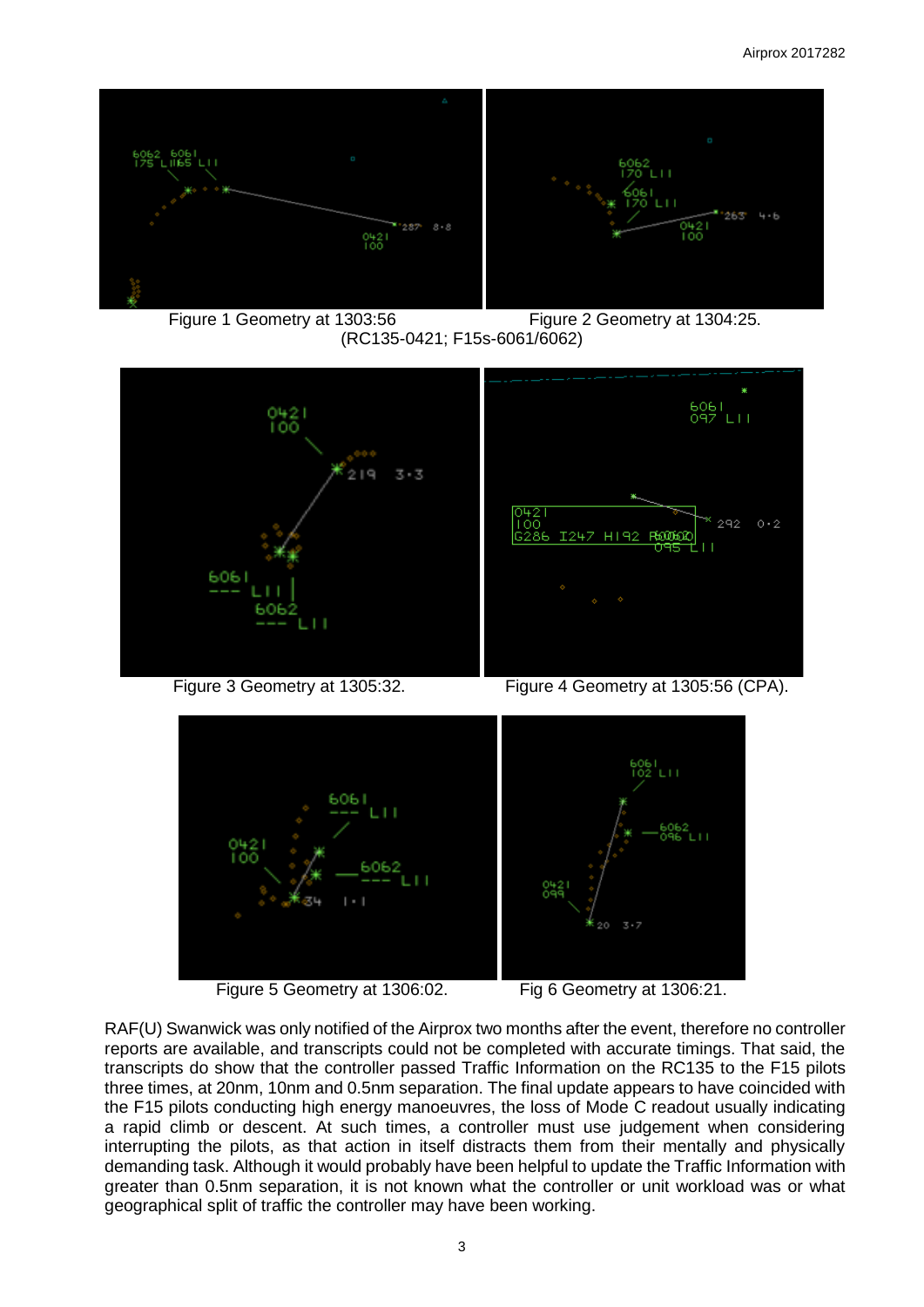Figure 1 Geometry at 1303:56 Figure 2 Geometry at 1304:25.
(RC135-0421; F15s-6061/6062)

Figure 3 Geometry at 1305:32. Figure 4 Geometry at 1305:56 (CPA).

Figure 5 Geometry at 1306:02. Fig 6 Geometry at 1306:21.

RAF(U) Swanwick was only notified of the Airprox two months after the event, therefore no controller reports are available, and transcripts could not be completed with accurate timings. That said, the transcripts do show that the controller passed Traffic Information on the RC135 to the F15 pilots three times, at 20nm, 10nm and 0.5nm separation. The final update appears to have coincided with the F15 pilots conducting high energy manoeuvres, the loss of Mode C readout usually indicating a rapid climb or descent. At such times, a controller must use judgement when considering interrupting the pilots, as that action in itself distracts them from their mentally and physically demanding task. Although it would probably have been helpful to update the Traffic Information with greater than 0.5nm separation, it is not known what the controller or unit workload was or what geographical split of traffic the controller may have been working.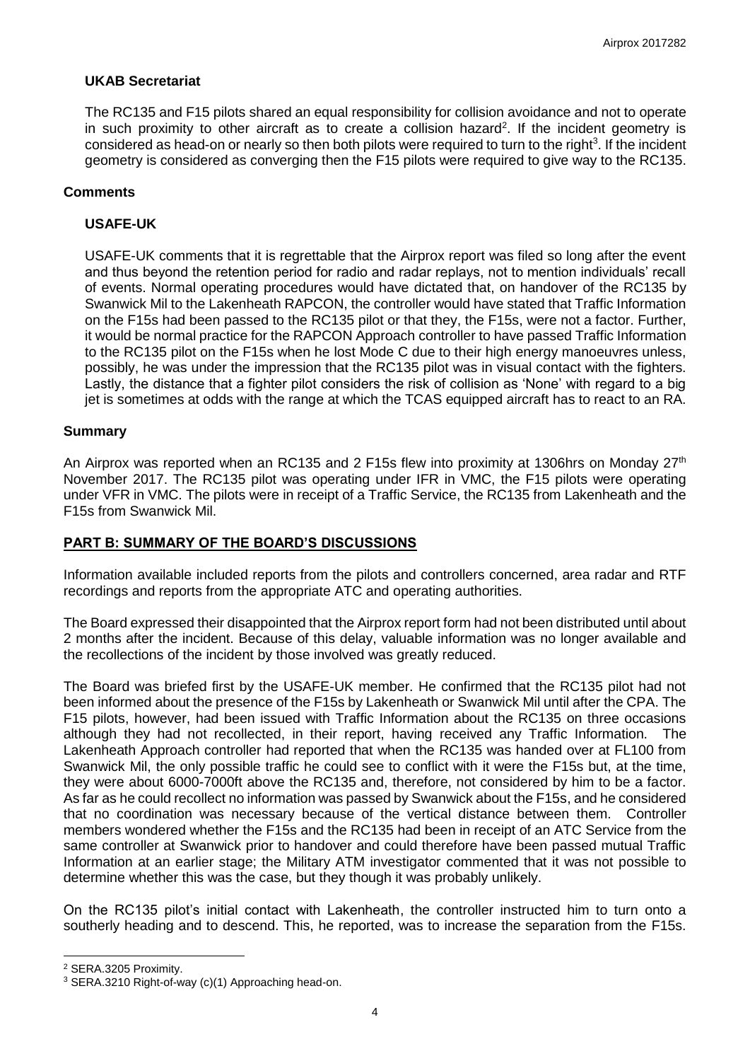### UKAB Secretariat

The RC135 and F15 pilots shared an equal responsibility for collision avoidance and not to operate in such proximity to other aircraft as to create a collision hazard[2]. If the incident geometry is considered as head-on or nearly so then both pilots were required to turn to the right[3]. If the incident geometry is considered as converging then the F15 pilots were required to give way to the RC135.

## Comments

### USAFE-UK

USAFE-UK comments that it is regrettable that the Airprox report was filed so long after the event and thus beyond the retention period for radio and radar replays, not to mention individuals' recall of events. Normal operating procedures would have dictated that, on handover of the RC135 by Swanwick Mil to the Lakenheath RAPCON, the controller would have stated that Traffic Information on the F15s had been passed to the RC135 pilot or that they, the F15s, were not a factor. Further, it would be normal practice for the RAPCON Approach controller to have passed Traffic Information to the RC135 pilot on the F15s when he lost Mode C due to their high energy manoeuvres unless, possibly, he was under the impression that the RC135 pilot was in visual contact with the fighters. Lastly, the distance that a fighter pilot considers the risk of collision as 'None' with regard to a big jet is sometimes at odds with the range at which the TCAS equipped aircraft has to react to an RA.

## Summary

An Airprox was reported when an RC135 and 2 F15s flew into proximity at 1306hrs on Monday 27th November 2017. The RC135 pilot was operating under IFR in VMC, the F15 pilots were operating under VFR in VMC. The pilots were in receipt of a Traffic Service, the RC135 from Lakenheath and the F15s from Swanwick Mil.

## PART B: SUMMARY OF THE BOARD'S DISCUSSIONS

Information available included reports from the pilots and controllers concerned, area radar and RTF recordings and reports from the appropriate ATC and operating authorities.

The Board expressed their disappointed that the Airprox report form had not been distributed until about 2 months after the incident. Because of this delay, valuable information was no longer available and the recollections of the incident by those involved was greatly reduced.

The Board was briefed first by the USAFE-UK member. He confirmed that the RC135 pilot had not been informed about the presence of the F15s by Lakenheath or Swanwick Mil until after the CPA. The F15 pilots, however, had been issued with Traffic Information about the RC135 on three occasions although they had not recollected, in their report, having received any Traffic Information. The Lakenheath Approach controller had reported that when the RC135 was handed over at FL100 from Swanwick Mil, the only possible traffic he could see to conflict with it were the F15s but, at the time, they were about 6000-7000ft above the RC135 and, therefore, not considered by him to be a factor. As far as he could recollect no information was passed by Swanwick about the F15s, and he considered that no coordination was necessary because of the vertical distance between them. Controller members wondered whether the F15s and the RC135 had been in receipt of an ATC Service from the same controller at Swanwick prior to handover and could therefore have been passed mutual Traffic Information at an earlier stage; the Military ATM investigator commented that it was not possible to determine whether this was the case, but they though it was probably unlikely.

On the RC135 pilot's initial contact with Lakenheath, the controller instructed him to turn onto a southerly heading and to descend. This, he reported, was to increase the separation from the F15s.

[2] SERA.3205 Proximity.

[3] SERA.3210 Right-of-way (c)(1) Approaching head-on.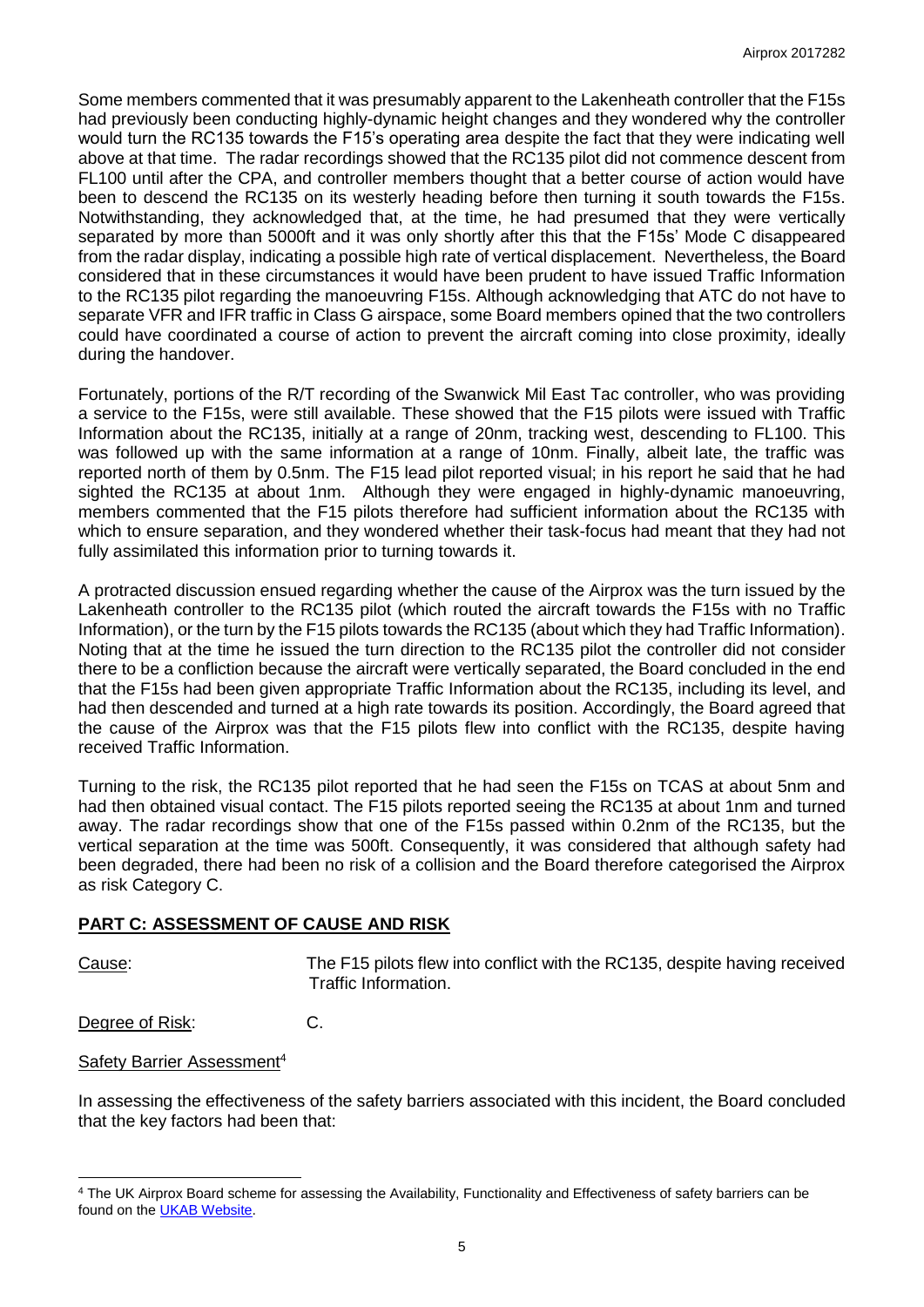Some members commented that it was presumably apparent to the Lakenheath controller that the F15s had previously been conducting highly-dynamic height changes and they wondered why the controller would turn the RC135 towards the F15's operating area despite the fact that they were indicating well above at that time. The radar recordings showed that the RC135 pilot did not commence descent from FL100 until after the CPA, and controller members thought that a better course of action would have been to descend the RC135 on its westerly heading before then turning it south towards the F15s. Notwithstanding, they acknowledged that, at the time, he had presumed that they were vertically separated by more than 5000ft and it was only shortly after this that the F15s' Mode C disappeared from the radar display, indicating a possible high rate of vertical displacement. Nevertheless, the Board considered that in these circumstances it would have been prudent to have issued Traffic Information to the RC135 pilot regarding the manoeuvring F15s. Although acknowledging that ATC do not have to separate VFR and IFR traffic in Class G airspace, some Board members opined that the two controllers could have coordinated a course of action to prevent the aircraft coming into close proximity, ideally during the handover.

Fortunately, portions of the R/T recording of the Swanwick Mil East Tac controller, who was providing a service to the F15s, were still available. These showed that the F15 pilots were issued with Traffic Information about the RC135, initially at a range of 20nm, tracking west, descending to FL100. This was followed up with the same information at a range of 10nm. Finally, albeit late, the traffic was reported north of them by 0.5nm. The F15 lead pilot reported visual; in his report he said that he had sighted the RC135 at about 1nm. Although they were engaged in highly-dynamic manoeuvring, members commented that the F15 pilots therefore had sufficient information about the RC135 with which to ensure separation, and they wondered whether their task-focus had meant that they had not fully assimilated this information prior to turning towards it.

A protracted discussion ensued regarding whether the cause of the Airprox was the turn issued by the Lakenheath controller to the RC135 pilot (which routed the aircraft towards the F15s with no Traffic Information), or the turn by the F15 pilots towards the RC135 (about which they had Traffic Information). Noting that at the time he issued the turn direction to the RC135 pilot the controller did not consider there to be a confliction because the aircraft were vertically separated, the Board concluded in the end that the F15s had been given appropriate Traffic Information about the RC135, including its level, and had then descended and turned at a high rate towards its position. Accordingly, the Board agreed that the cause of the Airprox was that the F15 pilots flew into conflict with the RC135, despite having received Traffic Information.

Turning to the risk, the RC135 pilot reported that he had seen the F15s on TCAS at about 5nm and had then obtained visual contact. The F15 pilots reported seeing the RC135 at about 1nm and turned away. The radar recordings show that one of the F15s passed within 0.2nm of the RC135, but the vertical separation at the time was 500ft. Consequently, it was considered that although safety had been degraded, there had been no risk of a collision and the Board therefore categorised the Airprox as risk Category C.

## PART C: ASSESSMENT OF CAUSE AND RISK

Cause: The F15 pilots flew into conflict with the RC135, despite having received Traffic Information.

Degree of Risk: C.

Safety Barrier Assessment[4]

In assessing the effectiveness of the safety barriers associated with this incident, the Board concluded that the key factors had been that:

[4] The UK Airprox Board scheme for assessing the Availability, Functionality and Effectiveness of safety barriers can be found on the UKAB Website.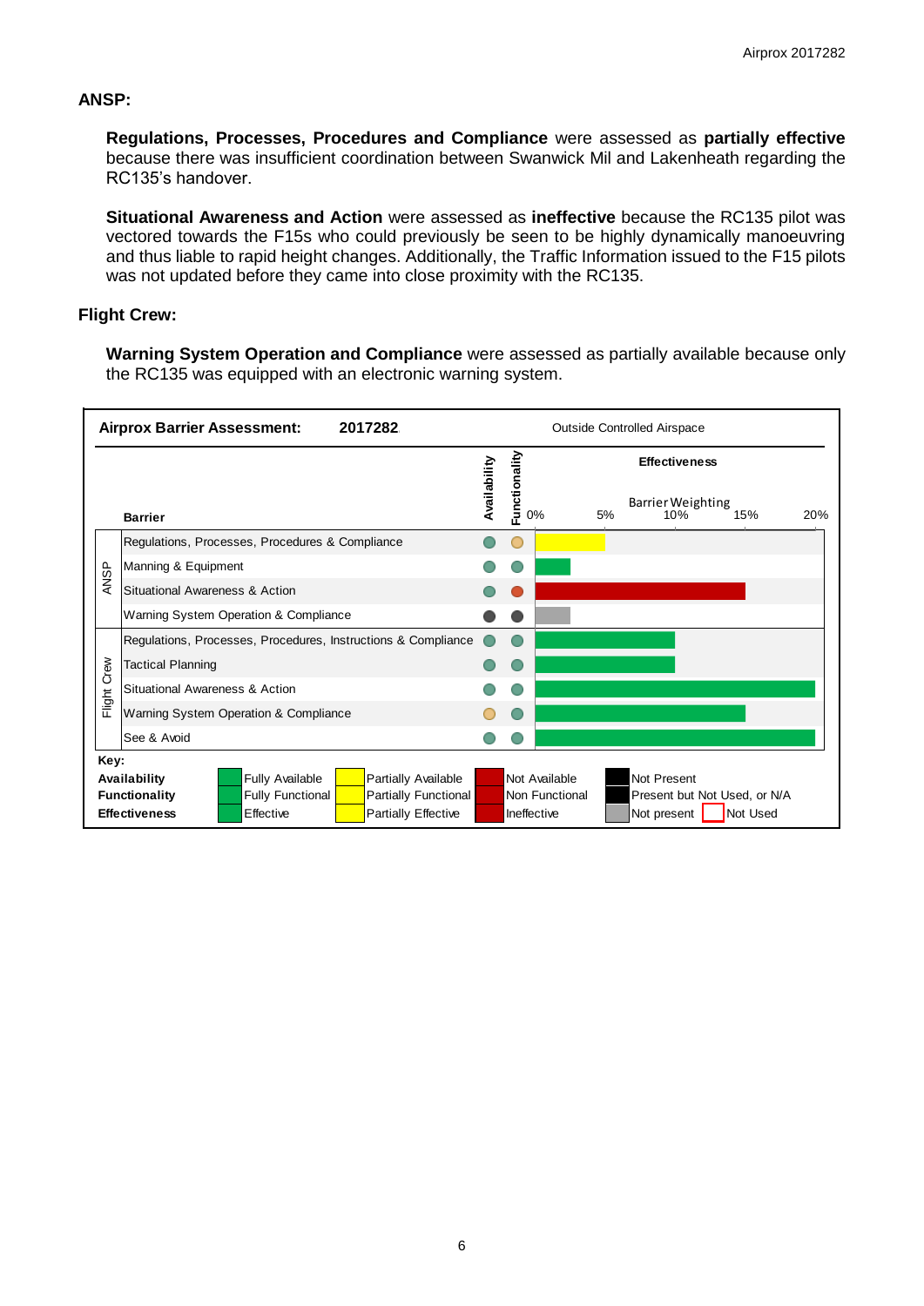**ANSP:**

**Regulations, Processes, Procedures and Compliance** were assessed as **partially effective** because there was insufficient coordination between Swanwick Mil and Lakenheath regarding the RC135's handover.

**Situational Awareness and Action** were assessed as **ineffective** because the RC135 pilot was vectored towards the F15s who could previously be seen to be highly dynamically manoeuvring and thus liable to rapid height changes. Additionally, the Traffic Information issued to the F15 pilots was not updated before they came into close proximity with the RC135.

**Flight Crew:**

**Warning System Operation and Compliance** were assessed as partially available because only the RC135 was equipped with an electronic warning system.

**Airprox Barrier Assessment:** 2017282

Outside Controlled Airspace

Barrier

Availability

Functionality

Effectiveness

Barrier Weighting

0% 5% 10% 15% 20%

ANSP

Regulations, Processes, Procedures & Compliance

Manning & Equipment

Situational Awareness & Action

Warning System Operation & Compliance

Flight Crew

Regulations, Processes, Procedures, Instructions & Compliance

Tactical Planning

Situational Awareness & Action

Warning System Operation & Compliance

See & Avoid

Key:

Availability: Fully Available, Partially Available, Not Available, Not Present

Functionality: Fully Functional, Partially Functional, Non Functional, Present but Not Used, or N/A

Effectiveness: Effective, Partially Effective, Ineffective, Not present, Not Used